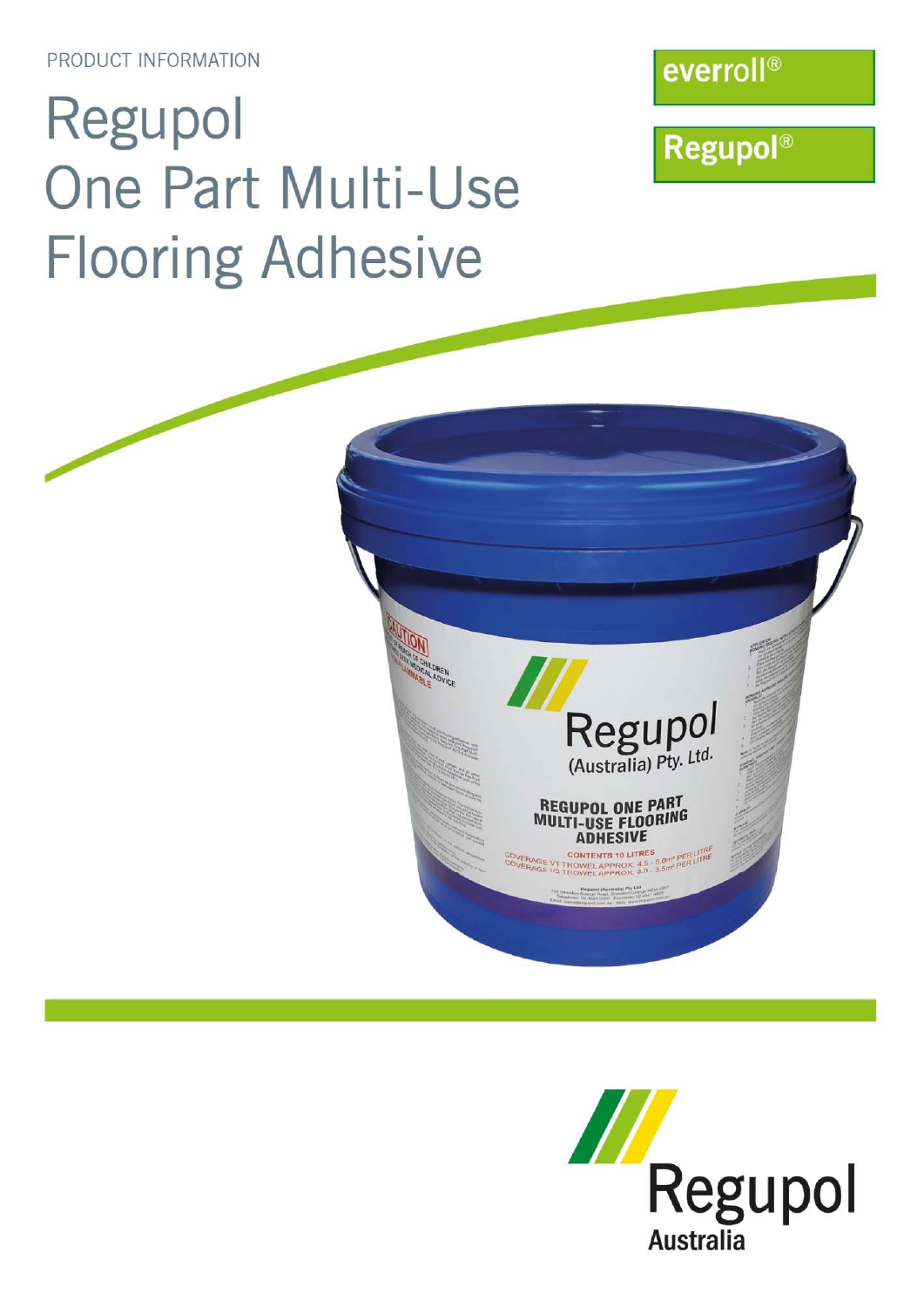PRODUCT INFORMATION

# Regupol One Part Multi-Use Flooring Adhesive

everroll®

Regupol®

Regupol Australia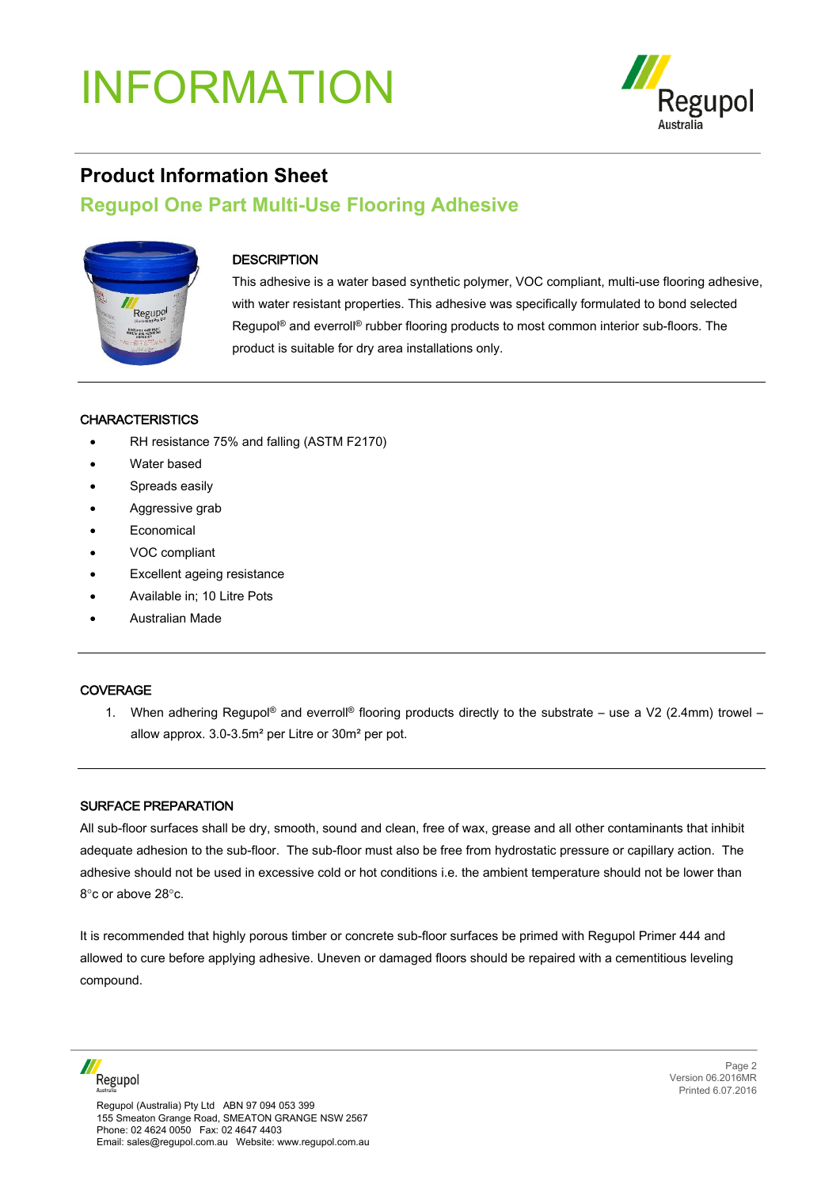# INFORMATION

## Product Information Sheet

## Regupol One Part Multi-Use Flooring Adhesive

### DESCRIPTION

This adhesive is a water based synthetic polymer, VOC compliant, multi-use flooring adhesive, with water resistant properties. This adhesive was specifically formulated to bond selected Regupol® and everroll® rubber flooring products to most common interior sub-floors. The product is suitable for dry area installations only.

### CHARACTERISTICS

- RH resistance 75% and falling (ASTM F2170)
- Water based
- Spreads easily
- Aggressive grab
- Economical
- VOC compliant
- Excellent ageing resistance
- Available in; 10 Litre Pots
- Australian Made

### COVERAGE

1. When adhering Regupol® and everroll® flooring products directly to the substrate – use a V2 (2.4mm) trowel – allow approx. 3.0-3.5m² per Litre or 30m² per pot.

### SURFACE PREPARATION

All sub-floor surfaces shall be dry, smooth, sound and clean, free of wax, grease and all other contaminants that inhibit adequate adhesion to the sub-floor. The sub-floor must also be free from hydrostatic pressure or capillary action. The adhesive should not be used in excessive cold or hot conditions i.e. the ambient temperature should not be lower than 8°c or above 28°c.

It is recommended that highly porous timber or concrete sub-floor surfaces be primed with Regupol Primer 444 and allowed to cure before applying adhesive. Uneven or damaged floors should be repaired with a cementitious leveling compound.

Regupol (Australia) Pty Ltd ABN 97 094 053 399
155 Smeaton Grange Road, SMEATON GRANGE NSW 2567
Phone: 02 4624 0050 Fax: 02 4647 4403
Email: sales@regupol.com.au Website: www.regupol.com.au

Version 06.2016MR
Printed 6.07.2016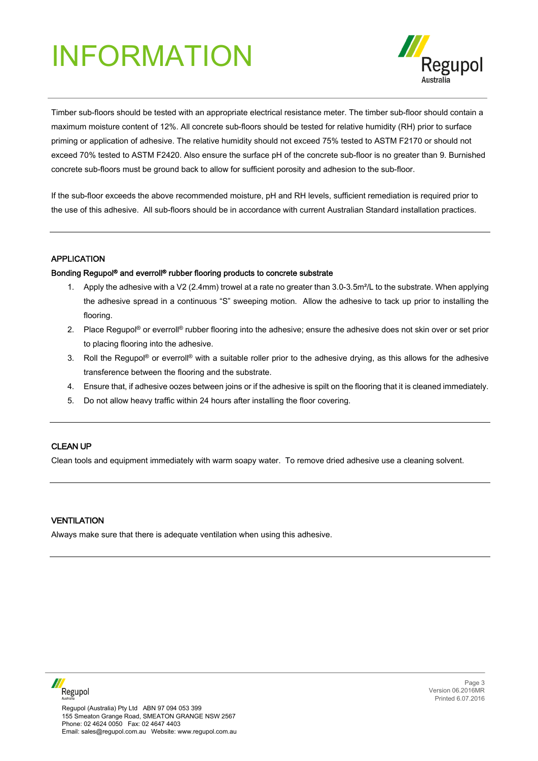Timber sub-floors should be tested with an appropriate electrical resistance meter. The timber sub-floor should contain a maximum moisture content of 12%. All concrete sub-floors should be tested for relative humidity (RH) prior to surface priming or application of adhesive. The relative humidity should not exceed 75% tested to ASTM F2170 or should not exceed 70% tested to ASTM F2420. Also ensure the surface pH of the concrete sub-floor is no greater than 9. Burnished concrete sub-floors must be ground back to allow for sufficient porosity and adhesion to the sub-floor.

If the sub-floor exceeds the above recommended moisture, pH and RH levels, sufficient remediation is required prior to the use of this adhesive. All sub-floors should be in accordance with current Australian Standard installation practices.

---

## APPLICATION

**Bonding Regupol® and everroll® rubber flooring products to concrete substrate**

1. Apply the adhesive with a V2 (2.4mm) trowel at a rate no greater than 3.0-3.5m²/L to the substrate. When applying the adhesive spread in a continuous "S" sweeping motion. Allow the adhesive to tack up prior to installing the flooring.
2. Place Regupol® or everroll® rubber flooring into the adhesive; ensure the adhesive does not skin over or set prior to placing flooring into the adhesive.
3. Roll the Regupol® or everroll® with a suitable roller prior to the adhesive drying, as this allows for the adhesive transference between the flooring and the substrate.
4. Ensure that, if adhesive oozes between joins or if the adhesive is spilt on the flooring that it is cleaned immediately.
5. Do not allow heavy traffic within 24 hours after installing the floor covering.

---

## CLEAN UP

Clean tools and equipment immediately with warm soapy water. To remove dried adhesive use a cleaning solvent.

---

## VENTILATION

Always make sure that there is adequate ventilation when using this adhesive.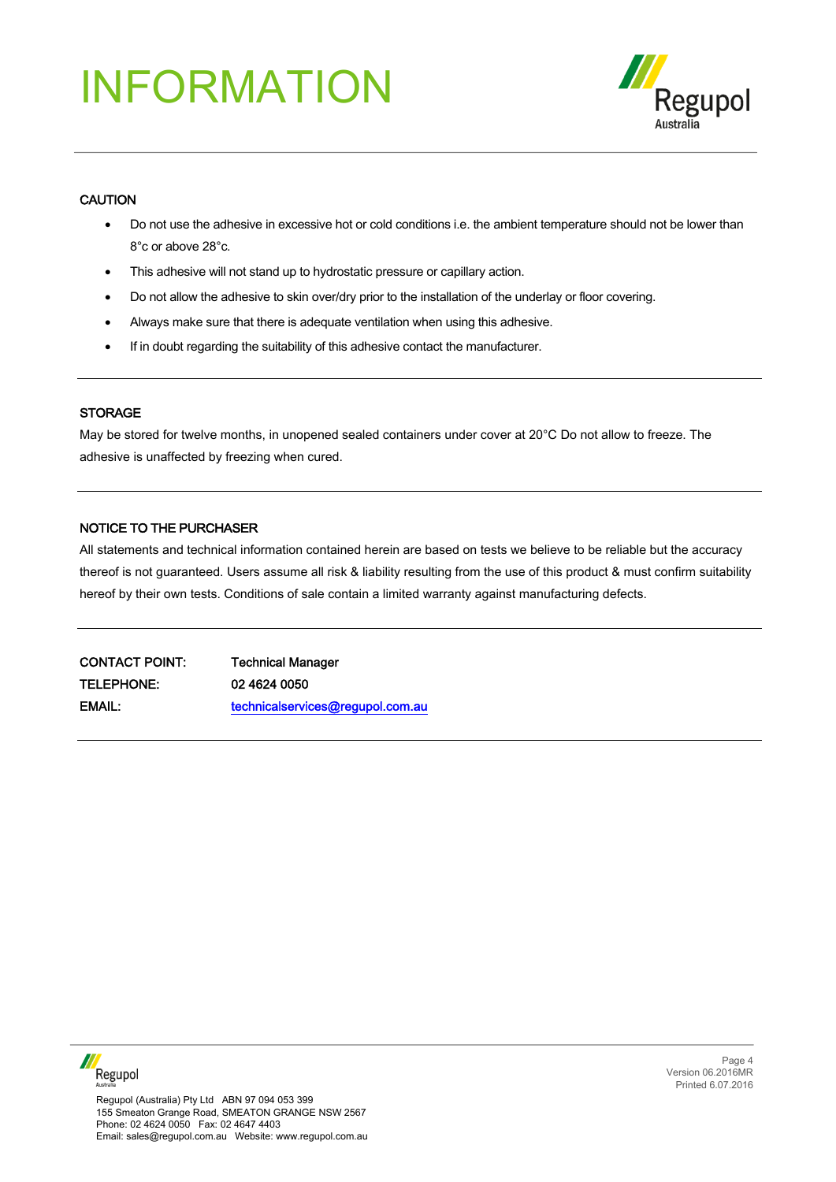# INFORMATION

### CAUTION

- Do not use the adhesive in excessive hot or cold conditions i.e. the ambient temperature should not be lower than 8°c or above 28°c.
- This adhesive will not stand up to hydrostatic pressure or capillary action.
- Do not allow the adhesive to skin over/dry prior to the installation of the underlay or floor covering.
- Always make sure that there is adequate ventilation when using this adhesive.
- If in doubt regarding the suitability of this adhesive contact the manufacturer.

### STORAGE

May be stored for twelve months, in unopened sealed containers under cover at 20°C Do not allow to freeze. The adhesive is unaffected by freezing when cured.

### NOTICE TO THE PURCHASER

All statements and technical information contained herein are based on tests we believe to be reliable but the accuracy thereof is not guaranteed. Users assume all risk & liability resulting from the use of this product & must confirm suitability hereof by their own tests. Conditions of sale contain a limited warranty against manufacturing defects.

| | |
|---|---|
| CONTACT POINT: | Technical Manager |
| TELEPHONE: | 02 4624 0050 |
| EMAIL: | technicalservices@regupol.com.au |

Regupol (Australia) Pty Ltd ABN 97 094 053 399
155 Smeaton Grange Road, SMEATON GRANGE NSW 2567
Phone: 02 4624 0050 Fax: 02 4647 4403
Email: sales@regupol.com.au Website: www.regupol.com.au

Version 06.2016MR
Printed 6.07.2016